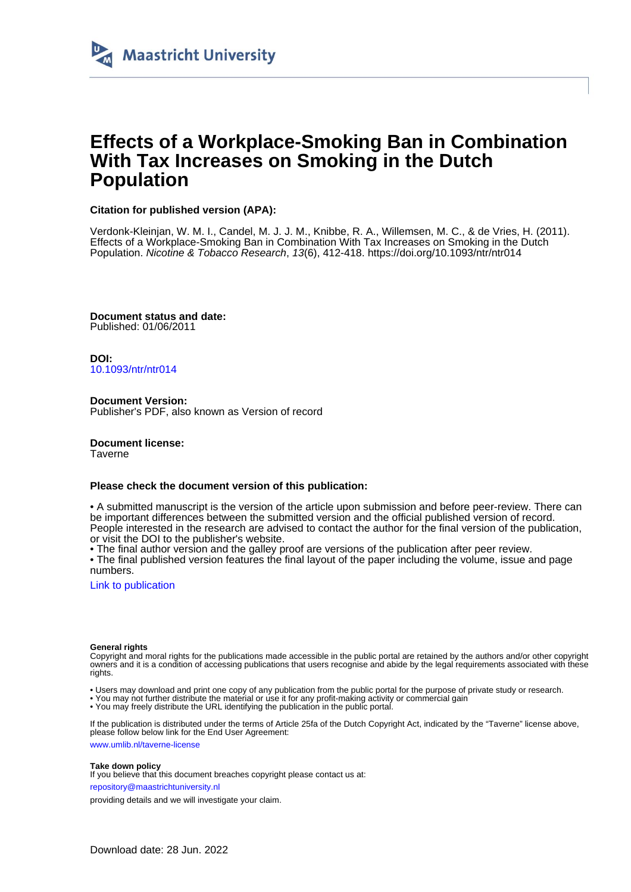Maastricht University

# Effects of a Workplace-Smoking Ban in Combination With Tax Increases on Smoking in the Dutch Population

**Citation for published version (APA):**

Verdonk-Kleinjan, W. M. I., Candel, M. J. J. M., Knibbe, R. A., Willemsen, M. C., & de Vries, H. (2011). Effects of a Workplace-Smoking Ban in Combination With Tax Increases on Smoking in the Dutch Population. *Nicotine & Tobacco Research*, *13*(6), 412-418. https://doi.org/10.1093/ntr/ntr014

**Document status and date:**
Published: 01/06/2011

**DOI:**
10.1093/ntr/ntr014

**Document Version:**
Publisher's PDF, also known as Version of record

**Document license:**
Taverne

**Please check the document version of this publication:**

• A submitted manuscript is the version of the article upon submission and before peer-review. There can be important differences between the submitted version and the official published version of record. People interested in the research are advised to contact the author for the final version of the publication, or visit the DOI to the publisher's website.
• The final author version and the galley proof are versions of the publication after peer review.
• The final published version features the final layout of the paper including the volume, issue and page numbers.

Link to publication

**General rights**
Copyright and moral rights for the publications made accessible in the public portal are retained by the authors and/or other copyright owners and it is a condition of accessing publications that users recognise and abide by the legal requirements associated with these rights.

• Users may download and print one copy of any publication from the public portal for the purpose of private study or research.
• You may not further distribute the material or use it for any profit-making activity or commercial gain
• You may freely distribute the URL identifying the publication in the public portal.

If the publication is distributed under the terms of Article 25fa of the Dutch Copyright Act, indicated by the "Taverne" license above, please follow below link for the End User Agreement:

www.umlib.nl/taverne-license

**Take down policy**
If you believe that this document breaches copyright please contact us at:

repository@maastrichtuniversity.nl

providing details and we will investigate your claim.

Download date: 28 Jun. 2022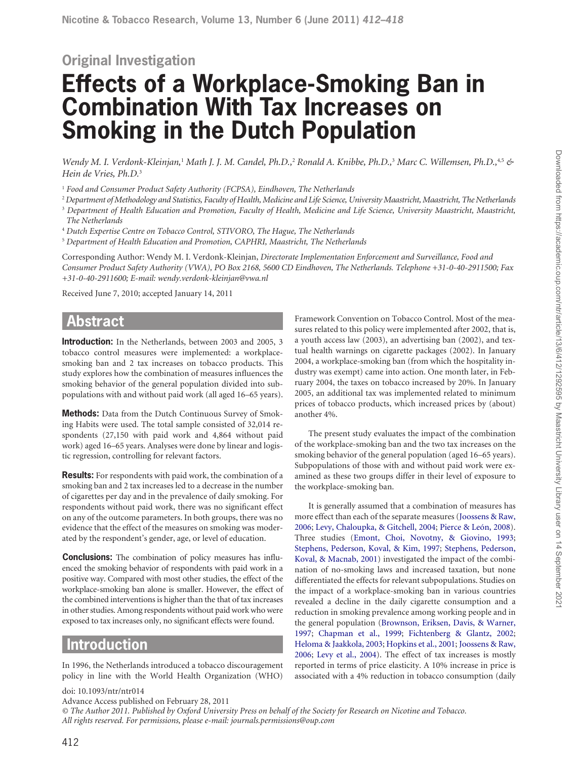## Original Investigation

# Effects of a Workplace-Smoking Ban in Combination With Tax Increases on Smoking in the Dutch Population

*Wendy M. I. Verdonk-Kleinjan,*[1] *Math J. J. M. Candel, Ph.D.,*[2] *Ronald A. Knibbe, Ph.D.,*[3] *Marc C. Willemsen, Ph.D.,*[4,5] *& Hein de Vries, Ph.D.*[3]

[1] *Food and Consumer Product Safety Authority (FCPSA), Eindhoven, The Netherlands*

[2] *Department of Methodology and Statistics, Faculty of Health, Medicine and Life Science, University Maastricht, Maastricht, The Netherlands*

[3] *Department of Health Education and Promotion, Faculty of Health, Medicine and Life Science, University Maastricht, Maastricht, The Netherlands*

[4] *Dutch Expertise Centre on Tobacco Control, STIVORO, The Hague, The Netherlands*

[5] *Department of Health Education and Promotion, CAPHRI, Maastricht, The Netherlands*

Corresponding Author: Wendy M. I. Verdonk-Kleinjan, *Directorate Implementation Enforcement and Surveillance, Food and Consumer Product Safety Authority (VWA), PO Box 2168, 5600 CD Eindhoven, The Netherlands. Telephone +31-0-40-2911500; Fax +31-0-40-2911600; E-mail: wendy.verdonk-kleinjan@vwa.nl*

Received June 7, 2010; accepted January 14, 2011

## Abstract

**Introduction:** In the Netherlands, between 2003 and 2005, 3 tobacco control measures were implemented: a workplace-smoking ban and 2 tax increases on tobacco products. This study explores how the combination of measures influences the smoking behavior of the general population divided into subpopulations with and without paid work (all aged 16–65 years).

**Methods:** Data from the Dutch Continuous Survey of Smoking Habits were used. The total sample consisted of 32,014 respondents (27,150 with paid work and 4,864 without paid work) aged 16–65 years. Analyses were done by linear and logistic regression, controlling for relevant factors.

**Results:** For respondents with paid work, the combination of a smoking ban and 2 tax increases led to a decrease in the number of cigarettes per day and in the prevalence of daily smoking. For respondents without paid work, there was no significant effect on any of the outcome parameters. In both groups, there was no evidence that the effect of the measures on smoking was moderated by the respondent's gender, age, or level of education.

**Conclusions:** The combination of policy measures has influenced the smoking behavior of respondents with paid work in a positive way. Compared with most other studies, the effect of the workplace-smoking ban alone is smaller. However, the effect of the combined interventions is higher than the that of tax increases in other studies. Among respondents without paid work who were exposed to tax increases only, no significant effects were found.

## Introduction

In 1996, the Netherlands introduced a tobacco discouragement policy in line with the World Health Organization (WHO) Framework Convention on Tobacco Control. Most of the measures related to this policy were implemented after 2002, that is, a youth access law (2003), an advertising ban (2002), and textual health warnings on cigarette packages (2002). In January 2004, a workplace-smoking ban (from which the hospitality industry was exempt) came into action. One month later, in February 2004, the taxes on tobacco increased by 20%. In January 2005, an additional tax was implemented related to minimum prices of tobacco products, which increased prices by (about) another 4%.

The present study evaluates the impact of the combination of the workplace-smoking ban and the two tax increases on the smoking behavior of the general population (aged 16–65 years). Subpopulations of those with and without paid work were examined as these two groups differ in their level of exposure to the workplace-smoking ban.

It is generally assumed that a combination of measures has more effect than each of the separate measures (Joossens & Raw, 2006; Levy, Chaloupka, & Gitchell, 2004; Pierce & León, 2008). Three studies (Emont, Choi, Novotny, & Giovino, 1993; Stephens, Pederson, Koval, & Kim, 1997; Stephens, Pederson, Koval, & Macnab, 2001) investigated the impact of the combination of no-smoking laws and increased taxation, but none differentiated the effects for relevant subpopulations. Studies on the impact of a workplace-smoking ban in various countries revealed a decline in the daily cigarette consumption and a reduction in smoking prevalence among working people and in the general population (Brownson, Eriksen, Davis, & Warner, 1997; Chapman et al., 1999; Fichtenberg & Glantz, 2002; Heloma & Jaakkola, 2003; Hopkins et al., 2001; Joossens & Raw, 2006; Levy et al., 2004). The effect of tax increases is mostly reported in terms of price elasticity. A 10% increase in price is associated with a 4% reduction in tobacco consumption (daily

doi: 10.1093/ntr/ntr014

Advance Access published on February 28, 2011

*© The Author 2011. Published by Oxford University Press on behalf of the Society for Research on Nicotine and Tobacco. All rights reserved. For permissions, please e-mail: journals.permissions@oup.com*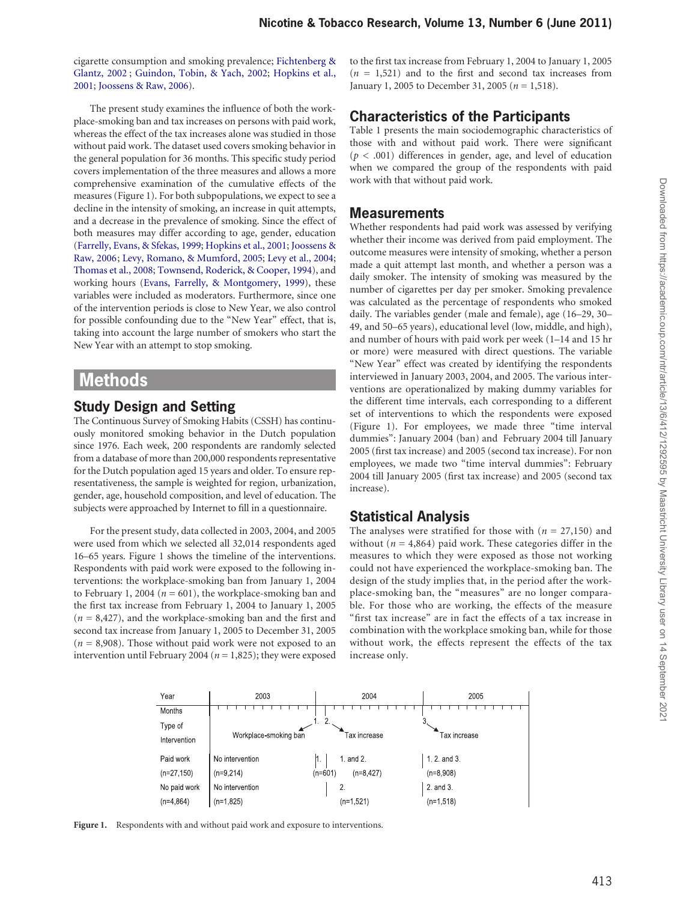cigarette consumption and smoking prevalence; Fichtenberg & Glantz, 2002 ; Guindon, Tobin, & Yach, 2002; Hopkins et al., 2001; Joossens & Raw, 2006).

The present study examines the influence of both the workplace-smoking ban and tax increases on persons with paid work, whereas the effect of the tax increases alone was studied in those without paid work. The dataset used covers smoking behavior in the general population for 36 months. This specific study period covers implementation of the three measures and allows a more comprehensive examination of the cumulative effects of the measures (Figure 1). For both subpopulations, we expect to see a decline in the intensity of smoking, an increase in quit attempts, and a decrease in the prevalence of smoking. Since the effect of both measures may differ according to age, gender, education (Farrelly, Evans, & Sfekas, 1999; Hopkins et al., 2001; Joossens & Raw, 2006; Levy, Romano, & Mumford, 2005; Levy et al., 2004; Thomas et al., 2008; Townsend, Roderick, & Cooper, 1994), and working hours (Evans, Farrelly, & Montgomery, 1999), these variables were included as moderators. Furthermore, since one of the intervention periods is close to New Year, we also control for possible confounding due to the "New Year" effect, that is, taking into account the large number of smokers who start the New Year with an attempt to stop smoking.

# Methods

## Study Design and Setting

The Continuous Survey of Smoking Habits (CSSH) has continuously monitored smoking behavior in the Dutch population since 1976. Each week, 200 respondents are randomly selected from a database of more than 200,000 respondents representative for the Dutch population aged 15 years and older. To ensure representativeness, the sample is weighted for region, urbanization, gender, age, household composition, and level of education. The subjects were approached by Internet to fill in a questionnaire.

For the present study, data collected in 2003, 2004, and 2005 were used from which we selected all 32,014 respondents aged 16–65 years. Figure 1 shows the timeline of the interventions. Respondents with paid work were exposed to the following interventions: the workplace-smoking ban from January 1, 2004 to February 1, 2004 ($n$ = 601), the workplace-smoking ban and the first tax increase from February 1, 2004 to January 1, 2005 ($n$ = 8,427), and the workplace-smoking ban and the first and second tax increase from January 1, 2005 to December 31, 2005 ($n$ = 8,908). Those without paid work were not exposed to an intervention until February 2004 ($n$ = 1,825); they were exposed to the first tax increase from February 1, 2004 to January 1, 2005 ($n$ = 1,521) and to the first and second tax increases from January 1, 2005 to December 31, 2005 ($n$ = 1,518).

## Characteristics of the Participants

Table 1 presents the main sociodemographic characteristics of those with and without paid work. There were significant ($p$ < .001) differences in gender, age, and level of education when we compared the group of the respondents with paid work with that without paid work.

## Measurements

Whether respondents had paid work was assessed by verifying whether their income was derived from paid employment. The outcome measures were intensity of smoking, whether a person made a quit attempt last month, and whether a person was a daily smoker. The intensity of smoking was measured by the number of cigarettes per day per smoker. Smoking prevalence was calculated as the percentage of respondents who smoked daily. The variables gender (male and female), age (16–29, 30–49, and 50–65 years), educational level (low, middle, and high), and number of hours with paid work per week (1–14 and 15 hr or more) were measured with direct questions. The variable "New Year" effect was created by identifying the respondents interviewed in January 2003, 2004, and 2005. The various interventions are operationalized by making dummy variables for the different time intervals, each corresponding to a different set of interventions to which the respondents were exposed (Figure 1). For employees, we made three "time interval dummies": January 2004 (ban) and February 2004 till January 2005 (first tax increase) and 2005 (second tax increase). For non employees, we made two "time interval dummies": February 2004 till January 2005 (first tax increase) and 2005 (second tax increase).

## Statistical Analysis

The analyses were stratified for those with ($n$ = 27,150) and without ($n$ = 4,864) paid work. These categories differ in the measures to which they were exposed as those not working could not have experienced the workplace-smoking ban. The design of the study implies that, in the period after the workplace-smoking ban, the "measures" are no longer comparable. For those who are working, the effects of the measure "first tax increase" are in fact the effects of a tax increase in combination with the workplace smoking ban, while for those without work, the effects represent the effects of the tax increase only.

| Year | 2003 | 2004 | | 2005 |
|---|---|---|---|---|
| Type of Intervention | Workplace-smoking ban (1.) | Tax increase (2.) | | Tax increase (3.) |
| Paid work (n=27,150) | No intervention (n=9,214) | 1. (n=601) | 1. and 2. (n=8,427) | 1. 2. and 3. (n=8,908) |
| No paid work (n=4,864) | No intervention (n=1,825) | | 2. (n=1,521) | 2. and 3. (n=1,518) |

**Figure 1.** Respondents with and without paid work and exposure to interventions.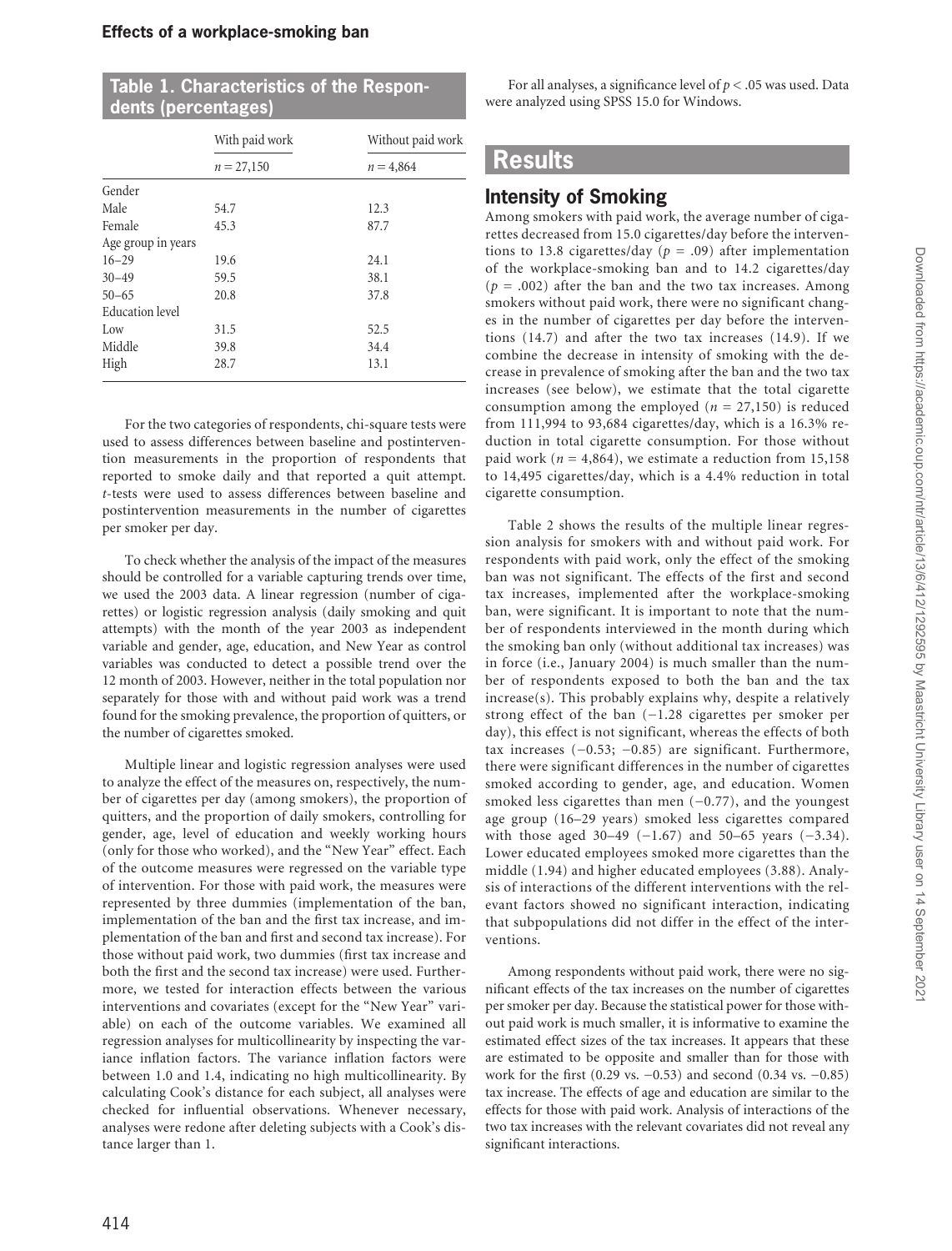**Table 1. Characteristics of the Respondents (percentages)**

| | With paid work | Without paid work |
|---|---|---|
| | $n = 27{,}150$ | $n = 4{,}864$ |
| Gender | | |
| Male | 54.7 | 12.3 |
| Female | 45.3 | 87.7 |
| Age group in years | | |
| 16–29 | 19.6 | 24.1 |
| 30–49 | 59.5 | 38.1 |
| 50–65 | 20.8 | 37.8 |
| Education level | | |
| Low | 31.5 | 52.5 |
| Middle | 39.8 | 34.4 |
| High | 28.7 | 13.1 |

For the two categories of respondents, chi-square tests were used to assess differences between baseline and postintervention measurements in the proportion of respondents that reported to smoke daily and that reported a quit attempt. *t*-tests were used to assess differences between baseline and postintervention measurements in the number of cigarettes per smoker per day.

To check whether the analysis of the impact of the measures should be controlled for a variable capturing trends over time, we used the 2003 data. A linear regression (number of cigarettes) or logistic regression analysis (daily smoking and quit attempts) with the month of the year 2003 as independent variable and gender, age, education, and New Year as control variables was conducted to detect a possible trend over the 12 month of 2003. However, neither in the total population nor separately for those with and without paid work was a trend found for the smoking prevalence, the proportion of quitters, or the number of cigarettes smoked.

Multiple linear and logistic regression analyses were used to analyze the effect of the measures on, respectively, the number of cigarettes per day (among smokers), the proportion of quitters, and the proportion of daily smokers, controlling for gender, age, level of education and weekly working hours (only for those who worked), and the "New Year" effect. Each of the outcome measures were regressed on the variable type of intervention. For those with paid work, the measures were represented by three dummies (implementation of the ban, implementation of the ban and the first tax increase, and implementation of the ban and first and second tax increase). For those without paid work, two dummies (first tax increase and both the first and the second tax increase) were used. Furthermore, we tested for interaction effects between the various interventions and covariates (except for the "New Year" variable) on each of the outcome variables. We examined all regression analyses for multicollinearity by inspecting the variance inflation factors. The variance inflation factors were between 1.0 and 1.4, indicating no high multicollinearity. By calculating Cook's distance for each subject, all analyses were checked for influential observations. Whenever necessary, analyses were redone after deleting subjects with a Cook's distance larger than 1.

For all analyses, a significance level of $p < .05$ was used. Data were analyzed using SPSS 15.0 for Windows.

# Results

## Intensity of Smoking

Among smokers with paid work, the average number of cigarettes decreased from 15.0 cigarettes/day before the interventions to 13.8 cigarettes/day ($p = .09$) after implementation of the workplace-smoking ban and to 14.2 cigarettes/day ($p = .002$) after the ban and the two tax increases. Among smokers without paid work, there were no significant changes in the number of cigarettes per day before the interventions (14.7) and after the two tax increases (14.9). If we combine the decrease in intensity of smoking with the decrease in prevalence of smoking after the ban and the two tax increases (see below), we estimate that the total cigarette consumption among the employed ($n = 27{,}150$) is reduced from 111,994 to 93,684 cigarettes/day, which is a 16.3% reduction in total cigarette consumption. For those without paid work ($n = 4{,}864$), we estimate a reduction from 15,158 to 14,495 cigarettes/day, which is a 4.4% reduction in total cigarette consumption.

Table 2 shows the results of the multiple linear regression analysis for smokers with and without paid work. For respondents with paid work, only the effect of the smoking ban was not significant. The effects of the first and second tax increases, implemented after the workplace-smoking ban, were significant. It is important to note that the number of respondents interviewed in the month during which the smoking ban only (without additional tax increases) was in force (i.e., January 2004) is much smaller than the number of respondents exposed to both the ban and the tax increase(s). This probably explains why, despite a relatively strong effect of the ban (−1.28 cigarettes per smoker per day), this effect is not significant, whereas the effects of both tax increases (−0.53; −0.85) are significant. Furthermore, there were significant differences in the number of cigarettes smoked according to gender, age, and education. Women smoked less cigarettes than men (−0.77), and the youngest age group (16–29 years) smoked less cigarettes compared with those aged 30–49 (−1.67) and 50–65 years (−3.34). Lower educated employees smoked more cigarettes than the middle (1.94) and higher educated employees (3.88). Analysis of interactions of the different interventions with the relevant factors showed no significant interaction, indicating that subpopulations did not differ in the effect of the interventions.

Among respondents without paid work, there were no significant effects of the tax increases on the number of cigarettes per smoker per day. Because the statistical power for those without paid work is much smaller, it is informative to examine the estimated effect sizes of the tax increases. It appears that these are estimated to be opposite and smaller than for those with work for the first (0.29 vs. −0.53) and second (0.34 vs. −0.85) tax increase. The effects of age and education are similar to the effects for those with paid work. Analysis of interactions of the two tax increases with the relevant covariates did not reveal any significant interactions.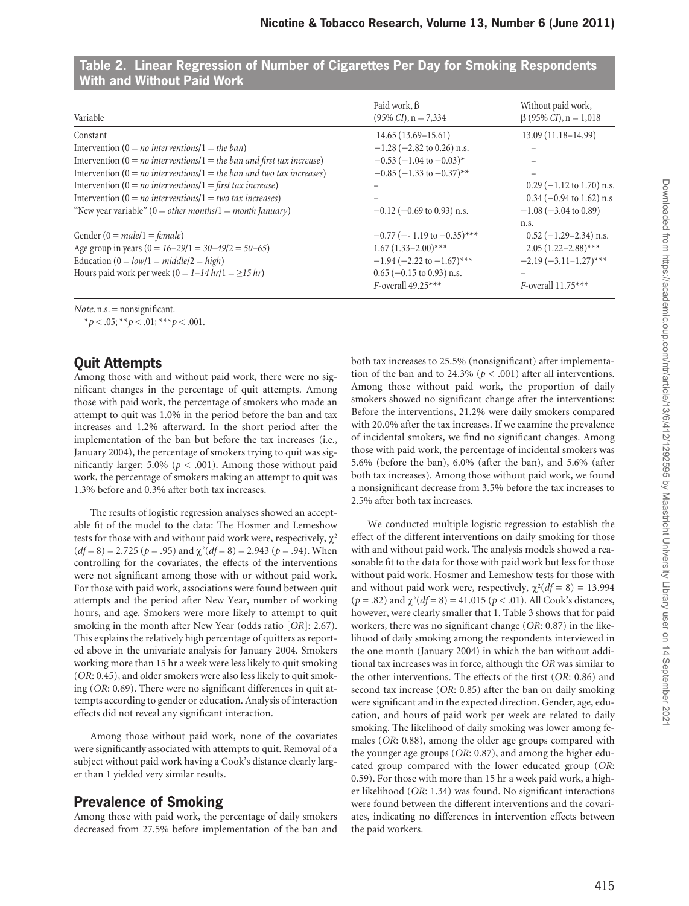**Table 2. Linear Regression of Number of Cigarettes Per Day for Smoking Respondents With and Without Paid Work**

| Variable | Paid work, ß (95% *CI*), n = 7,334 | Without paid work, β (95% *CI*), n = 1,018 |
|---|---|---|
| Constant | 14.65 (13.69–15.61) | 13.09 (11.18–14.99) |
| Intervention (0 = *no interventions*/1 = *the ban*) | −1.28 (−2.82 to 0.26) n.s. | – |
| Intervention (0 = *no interventions*/1 = *the ban and first tax increase*) | −0.53 (−1.04 to −0.03)* | – |
| Intervention (0 = *no interventions*/1 = *the ban and two tax increases*) | −0.85 (−1.33 to −0.37)** | – |
| Intervention (0 = *no interventions*/1 = *first tax increase*) | – | 0.29 (−1.12 to 1.70) n.s. |
| Intervention (0 = *no interventions*/1 = *two tax increases*) | – | 0.34 (−0.94 to 1.62) n.s |
| "New year variable" (0 = *other months*/1 = *month January*) | −0.12 (−0.69 to 0.93) n.s. | −1.08 (−3.04 to 0.89) n.s. |
| Gender (0 = *male*/1 = *female*) | −0.77 (−- 1.19 to −0.35)*** | 0.52 (−1.29–2.34) n.s. |
| Age group in years (0 = *16–29*/1 = *30–49*/2 = *50–65*) | 1.67 (1.33–2.00)*** | 2.05 (1.22–2.88)*** |
| Education (0 = *low*/1 = *middle*/2 = *high*) | −1.94 (−2.22 to −1.67)*** | −2.19 (−3.11–1.27)*** |
| Hours paid work per week (0 = *1–14 hr*/1 = *≥15 hr*) | 0.65 (−0.15 to 0.93) n.s. | – |
| | *F*-overall 49.25*** | *F*-overall 11.75*** |

*Note.* n.s. = nonsignificant.
*$p < .05$; **$p < .01$; ***$p < .001$.

## Quit Attempts

Among those with and without paid work, there were no significant changes in the percentage of quit attempts. Among those with paid work, the percentage of smokers who made an attempt to quit was 1.0% in the period before the ban and tax increases and 1.2% afterward. In the short period after the implementation of the ban but before the tax increases (i.e., January 2004), the percentage of smokers trying to quit was significantly larger: 5.0% ($p < .001$). Among those without paid work, the percentage of smokers making an attempt to quit was 1.3% before and 0.3% after both tax increases.

The results of logistic regression analyses showed an acceptable fit of the model to the data: The Hosmer and Lemeshow tests for those with and without paid work were, respectively, $\chi^2(df = 8) = 2.725$ ($p = .95$) and $\chi^2(df = 8) = 2.943$ ($p = .94$). When controlling for the covariates, the effects of the interventions were not significant among those with or without paid work. For those with paid work, associations were found between quit attempts and the period after New Year, number of working hours, and age. Smokers were more likely to attempt to quit smoking in the month after New Year (odds ratio [*OR*]: 2.67). This explains the relatively high percentage of quitters as reported above in the univariate analysis for January 2004. Smokers working more than 15 hr a week were less likely to quit smoking (*OR*: 0.45), and older smokers were also less likely to quit smoking (*OR*: 0.69). There were no significant differences in quit attempts according to gender or education. Analysis of interaction effects did not reveal any significant interaction.

Among those without paid work, none of the covariates were significantly associated with attempts to quit. Removal of a subject without paid work having a Cook's distance clearly larger than 1 yielded very similar results.

## Prevalence of Smoking

Among those with paid work, the percentage of daily smokers decreased from 27.5% before implementation of the ban and both tax increases to 25.5% (nonsignificant) after implementation of the ban and to 24.3% ($p < .001$) after all interventions. Among those without paid work, the proportion of daily smokers showed no significant change after the interventions: Before the interventions, 21.2% were daily smokers compared with 20.0% after the tax increases. If we examine the prevalence of incidental smokers, we find no significant changes. Among those with paid work, the percentage of incidental smokers was 5.6% (before the ban), 6.0% (after the ban), and 5.6% (after both tax increases). Among those without paid work, we found a nonsignificant decrease from 3.5% before the tax increases to 2.5% after both tax increases.

We conducted multiple logistic regression to establish the effect of the different interventions on daily smoking for those with and without paid work. The analysis models showed a reasonable fit to the data for those with paid work but less for those without paid work. Hosmer and Lemeshow tests for those with and without paid work were, respectively, $\chi^2(df = 8) = 13.994$ ($p = .82$) and $\chi^2(df = 8) = 41.015$ ($p < .01$). All Cook's distances, however, were clearly smaller that 1. Table 3 shows that for paid workers, there was no significant change (*OR*: 0.87) in the likelihood of daily smoking among the respondents interviewed in the one month (January 2004) in which the ban without additional tax increases was in force, although the *OR* was similar to the other interventions. The effects of the first (*OR*: 0.86) and second tax increase (*OR*: 0.85) after the ban on daily smoking were significant and in the expected direction. Gender, age, education, and hours of paid work per week are related to daily smoking. The likelihood of daily smoking was lower among females (*OR*: 0.88), among the older age groups compared with the younger age groups (*OR*: 0.87), and among the higher educated group compared with the lower educated group (*OR*: 0.59). For those with more than 15 hr a week paid work, a higher likelihood (*OR*: 1.34) was found. No significant interactions were found between the different interventions and the covariates, indicating no differences in intervention effects between the paid workers.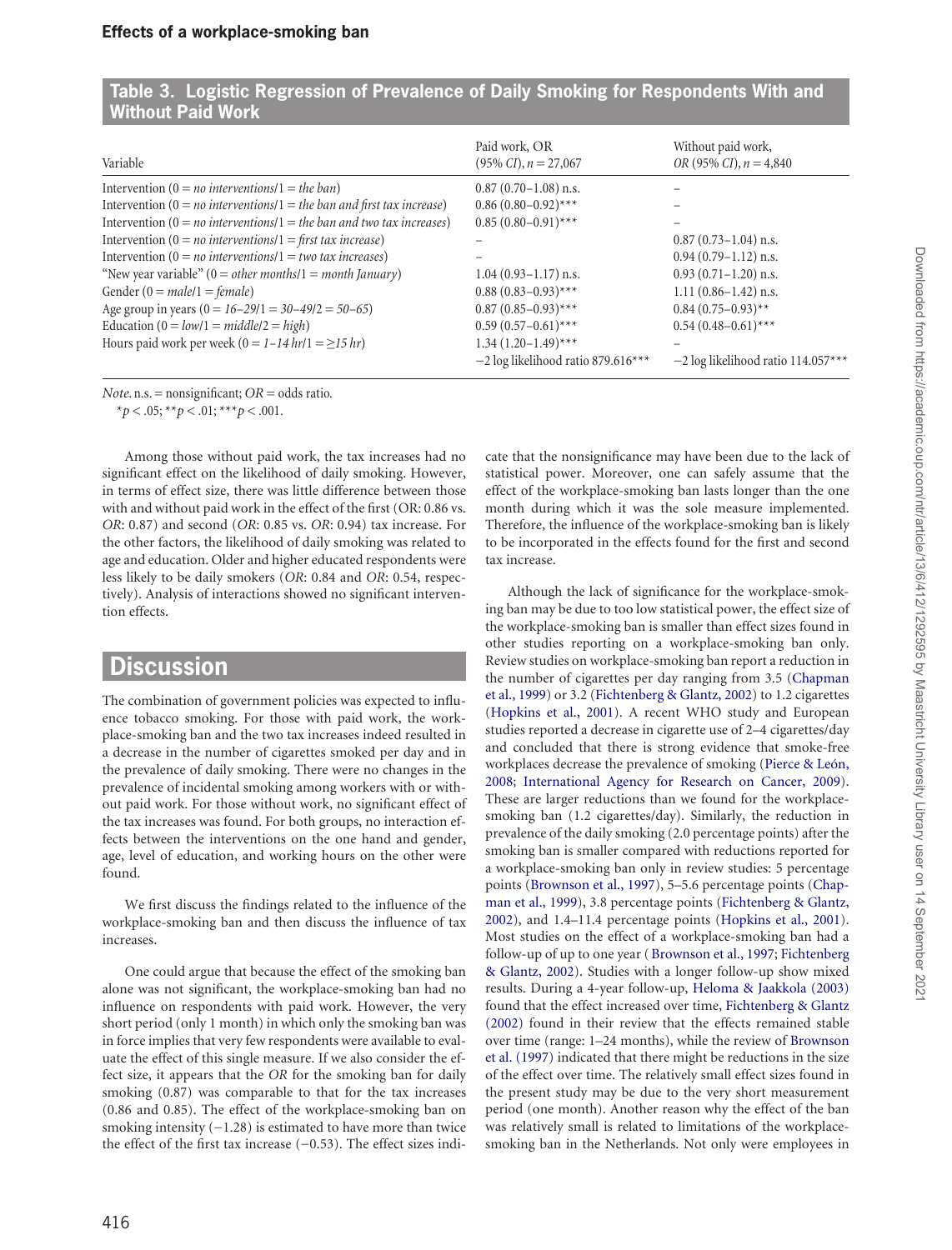**Table 3. Logistic Regression of Prevalence of Daily Smoking for Respondents With and Without Paid Work**

| Variable | Paid work, OR (95% *CI*), *n* = 27,067 | Without paid work, *OR* (95% *CI*), *n* = 4,840 |
|---|---|---|
| Intervention (0 = *no interventions*/1 = *the ban*) | 0.87 (0.70–1.08) n.s. | – |
| Intervention (0 = *no interventions*/1 = *the ban and first tax increase*) | 0.86 (0.80–0.92)*** | – |
| Intervention (0 = *no interventions*/1 = *the ban and two tax increases*) | 0.85 (0.80–0.91)*** | – |
| Intervention (0 = *no interventions*/1 = *first tax increase*) | – | 0.87 (0.73–1.04) n.s. |
| Intervention (0 = *no interventions*/1 = *two tax increases*) | – | 0.94 (0.79–1.12) n.s. |
| "New year variable" (0 = *other months*/1 = *month January*) | 1.04 (0.93–1.17) n.s. | 0.93 (0.71–1.20) n.s. |
| Gender (0 = *male*/1 = *female*) | 0.88 (0.83–0.93)*** | 1.11 (0.86–1.42) n.s. |
| Age group in years (0 = *16–29*/1 = *30–49*/2 = *50–65*) | 0.87 (0.85–0.93)*** | 0.84 (0.75–0.93)** |
| Education (0 = *low*/1 = *middle*/2 = *high*) | 0.59 (0.57–0.61)*** | 0.54 (0.48–0.61)*** |
| Hours paid work per week (0 = *1–14 hr*/1 = *≥15 hr*) | 1.34 (1.20–1.49)*** | – |
| | −2 log likelihood ratio 879.616*** | −2 log likelihood ratio 114.057*** |

*Note*. n.s. = nonsignificant; *OR* = odds ratio.
*$p < .05$; **$p < .01$; ***$p < .001$.

Among those without paid work, the tax increases had no significant effect on the likelihood of daily smoking. However, in terms of effect size, there was little difference between those with and without paid work in the effect of the first (OR: 0.86 vs. *OR*: 0.87) and second (*OR*: 0.85 vs. *OR*: 0.94) tax increase. For the other factors, the likelihood of daily smoking was related to age and education. Older and higher educated respondents were less likely to be daily smokers (*OR*: 0.84 and *OR*: 0.54, respectively). Analysis of interactions showed no significant intervention effects.

## Discussion

The combination of government policies was expected to influence tobacco smoking. For those with paid work, the workplace-smoking ban and the two tax increases indeed resulted in a decrease in the number of cigarettes smoked per day and in the prevalence of daily smoking. There were no changes in the prevalence of incidental smoking among workers with or without paid work. For those without work, no significant effect of the tax increases was found. For both groups, no interaction effects between the interventions on the one hand and gender, age, level of education, and working hours on the other were found.

We first discuss the findings related to the influence of the workplace-smoking ban and then discuss the influence of tax increases.

One could argue that because the effect of the smoking ban alone was not significant, the workplace-smoking ban had no influence on respondents with paid work. However, the very short period (only 1 month) in which only the smoking ban was in force implies that very few respondents were available to evaluate the effect of this single measure. If we also consider the effect size, it appears that the *OR* for the smoking ban for daily smoking (0.87) was comparable to that for the tax increases (0.86 and 0.85). The effect of the workplace-smoking ban on smoking intensity (−1.28) is estimated to have more than twice the effect of the first tax increase (−0.53). The effect sizes indicate that the nonsignificance may have been due to the lack of statistical power. Moreover, one can safely assume that the effect of the workplace-smoking ban lasts longer than the one month during which it was the sole measure implemented. Therefore, the influence of the workplace-smoking ban is likely to be incorporated in the effects found for the first and second tax increase.

Although the lack of significance for the workplace-smoking ban may be due to too low statistical power, the effect size of the workplace-smoking ban is smaller than effect sizes found in other studies reporting on a workplace-smoking ban only. Review studies on workplace-smoking ban report a reduction in the number of cigarettes per day ranging from 3.5 (Chapman et al., 1999) or 3.2 (Fichtenberg & Glantz, 2002) to 1.2 cigarettes (Hopkins et al., 2001). A recent WHO study and European studies reported a decrease in cigarette use of 2–4 cigarettes/day and concluded that there is strong evidence that smoke-free workplaces decrease the prevalence of smoking (Pierce & León, 2008; International Agency for Research on Cancer, 2009). These are larger reductions than we found for the workplace-smoking ban (1.2 cigarettes/day). Similarly, the reduction in prevalence of the daily smoking (2.0 percentage points) after the smoking ban is smaller compared with reductions reported for a workplace-smoking ban only in review studies: 5 percentage points (Brownson et al., 1997), 5–5.6 percentage points (Chapman et al., 1999), 3.8 percentage points (Fichtenberg & Glantz, 2002), and 1.4–11.4 percentage points (Hopkins et al., 2001). Most studies on the effect of a workplace-smoking ban had a follow-up of up to one year ( Brownson et al., 1997; Fichtenberg & Glantz, 2002). Studies with a longer follow-up show mixed results. During a 4-year follow-up, Heloma & Jaakkola (2003) found that the effect increased over time, Fichtenberg & Glantz (2002) found in their review that the effects remained stable over time (range: 1–24 months), while the review of Brownson et al. (1997) indicated that there might be reductions in the size of the effect over time. The relatively small effect sizes found in the present study may be due to the very short measurement period (one month). Another reason why the effect of the ban was relatively small is related to limitations of the workplace-smoking ban in the Netherlands. Not only were employees in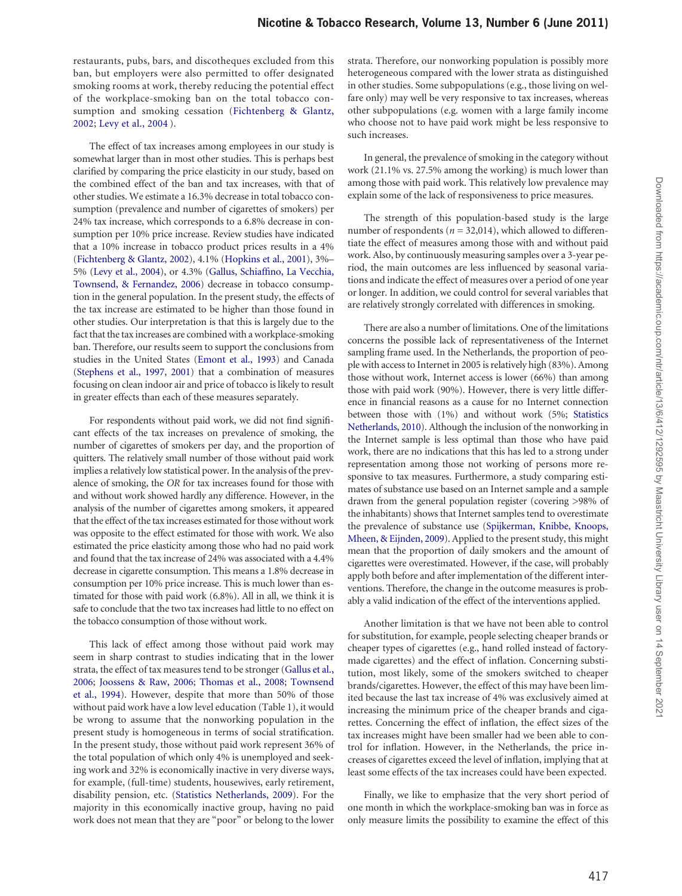restaurants, pubs, bars, and discotheques excluded from this ban, but employers were also permitted to offer designated smoking rooms at work, thereby reducing the potential effect of the workplace-smoking ban on the total tobacco consumption and smoking cessation (Fichtenberg & Glantz, 2002; Levy et al., 2004 ).

The effect of tax increases among employees in our study is somewhat larger than in most other studies. This is perhaps best clarified by comparing the price elasticity in our study, based on the combined effect of the ban and tax increases, with that of other studies. We estimate a 16.3% decrease in total tobacco consumption (prevalence and number of cigarettes of smokers) per 24% tax increase, which corresponds to a 6.8% decrease in consumption per 10% price increase. Review studies have indicated that a 10% increase in tobacco product prices results in a 4% (Fichtenberg & Glantz, 2002), 4.1% (Hopkins et al., 2001), 3%–5% (Levy et al., 2004), or 4.3% (Gallus, Schiaffino, La Vecchia, Townsend, & Fernandez, 2006) decrease in tobacco consumption in the general population. In the present study, the effects of the tax increase are estimated to be higher than those found in other studies. Our interpretation is that this is largely due to the fact that the tax increases are combined with a workplace-smoking ban. Therefore, our results seem to support the conclusions from studies in the United States (Emont et al., 1993) and Canada (Stephens et al., 1997, 2001) that a combination of measures focusing on clean indoor air and price of tobacco is likely to result in greater effects than each of these measures separately.

For respondents without paid work, we did not find significant effects of the tax increases on prevalence of smoking, the number of cigarettes of smokers per day, and the proportion of quitters. The relatively small number of those without paid work implies a relatively low statistical power. In the analysis of the prevalence of smoking, the *OR* for tax increases found for those with and without work showed hardly any difference. However, in the analysis of the number of cigarettes among smokers, it appeared that the effect of the tax increases estimated for those without work was opposite to the effect estimated for those with work. We also estimated the price elasticity among those who had no paid work and found that the tax increase of 24% was associated with a 4.4% decrease in cigarette consumption. This means a 1.8% decrease in consumption per 10% price increase. This is much lower than estimated for those with paid work (6.8%). All in all, we think it is safe to conclude that the two tax increases had little to no effect on the tobacco consumption of those without work.

This lack of effect among those without paid work may seem in sharp contrast to studies indicating that in the lower strata, the effect of tax measures tend to be stronger (Gallus et al., 2006; Joossens & Raw, 2006; Thomas et al., 2008; Townsend et al., 1994). However, despite that more than 50% of those without paid work have a low level education (Table 1), it would be wrong to assume that the nonworking population in the present study is homogeneous in terms of social stratification. In the present study, those without paid work represent 36% of the total population of which only 4% is unemployed and seeking work and 32% is economically inactive in very diverse ways, for example, (full-time) students, housewives, early retirement, disability pension, etc. (Statistics Netherlands, 2009). For the majority in this economically inactive group, having no paid work does not mean that they are "poor" or belong to the lower strata. Therefore, our nonworking population is possibly more heterogeneous compared with the lower strata as distinguished in other studies. Some subpopulations (e.g., those living on welfare only) may well be very responsive to tax increases, whereas other subpopulations (e.g. women with a large family income who choose not to have paid work might be less responsive to such increases.

In general, the prevalence of smoking in the category without work (21.1% vs. 27.5% among the working) is much lower than among those with paid work. This relatively low prevalence may explain some of the lack of responsiveness to price measures.

The strength of this population-based study is the large number of respondents (*n* = 32,014), which allowed to differentiate the effect of measures among those with and without paid work. Also, by continuously measuring samples over a 3-year period, the main outcomes are less influenced by seasonal variations and indicate the effect of measures over a period of one year or longer. In addition, we could control for several variables that are relatively strongly correlated with differences in smoking.

There are also a number of limitations. One of the limitations concerns the possible lack of representativeness of the Internet sampling frame used. In the Netherlands, the proportion of people with access to Internet in 2005 is relatively high (83%). Among those without work, Internet access is lower (66%) than among those with paid work (90%). However, there is very little difference in financial reasons as a cause for no Internet connection between those with (1%) and without work (5%; Statistics Netherlands, 2010). Although the inclusion of the nonworking in the Internet sample is less optimal than those who have paid work, there are no indications that this has led to a strong under representation among those not working of persons more responsive to tax measures. Furthermore, a study comparing estimates of substance use based on an Internet sample and a sample drawn from the general population register (covering >98% of the inhabitants) shows that Internet samples tend to overestimate the prevalence of substance use (Spijkerman, Knibbe, Knoops, Mheen, & Eijnden, 2009). Applied to the present study, this might mean that the proportion of daily smokers and the amount of cigarettes were overestimated. However, if the case, will probably apply both before and after implementation of the different interventions. Therefore, the change in the outcome measures is probably a valid indication of the effect of the interventions applied.

Another limitation is that we have not been able to control for substitution, for example, people selecting cheaper brands or cheaper types of cigarettes (e.g., hand rolled instead of factory-made cigarettes) and the effect of inflation. Concerning substitution, most likely, some of the smokers switched to cheaper brands/cigarettes. However, the effect of this may have been limited because the last tax increase of 4% was exclusively aimed at increasing the minimum price of the cheaper brands and cigarettes. Concerning the effect of inflation, the effect sizes of the tax increases might have been smaller had we been able to control for inflation. However, in the Netherlands, the price increases of cigarettes exceed the level of inflation, implying that at least some effects of the tax increases could have been expected.

Finally, we like to emphasize that the very short period of one month in which the workplace-smoking ban was in force as only measure limits the possibility to examine the effect of this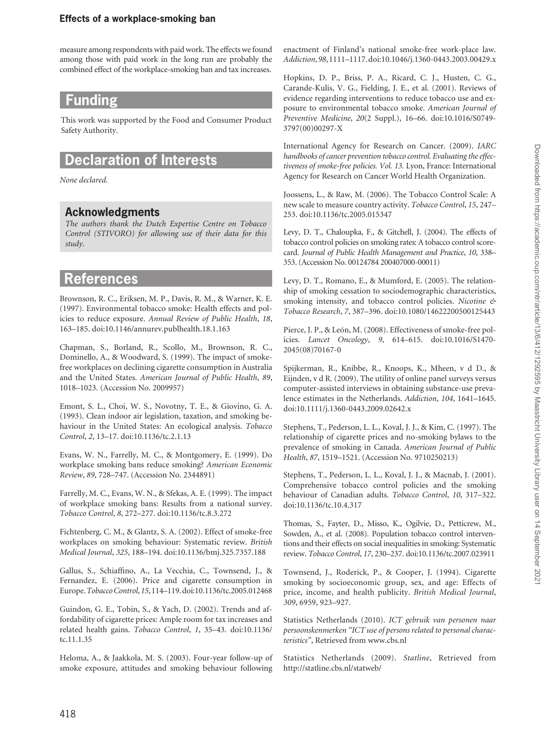measure among respondents with paid work. The effects we found among those with paid work in the long run are probably the combined effect of the workplace-smoking ban and tax increases.

## Funding

This work was supported by the Food and Consumer Product Safety Authority.

## Declaration of Interests

*None declared.*

### Acknowledgments

*The authors thank the Dutch Expertise Centre on Tobacco Control (STIVORO) for allowing use of their data for this study.*

## References

Brownson, R. C., Eriksen, M. P., Davis, R. M., & Warner, K. E. (1997). Environmental tobacco smoke: Health effects and policies to reduce exposure. *Annual Review of Public Health*, *18*, 163–185. doi:10.1146/annurev.publhealth.18.1.163

Chapman, S., Borland, R., Scollo, M., Brownson, R. C., Dominello, A., & Woodward, S. (1999). The impact of smoke-free workplaces on declining cigarette consumption in Australia and the United States. *American Journal of Public Health*, *89*, 1018–1023. (Accession No. 2009957)

Emont, S. L., Choi, W. S., Novotny, T. E., & Giovino, G. A. (1993). Clean indoor air legislation, taxation, and smoking behaviour in the United States. An ecological analysis. *Tobacco Control*, *2*, 13–17. doi:10.1136/tc.2.1.13

Evans, W. N., Farrelly, M. C., & Montgomery, E. (1999). Do workplace smoking bans reduce smoking? *American Economic Review*, *89*, 728–747. (Accession No. 2344891)

Farrelly, M. C., Evans, W. N., & Sfekas, A. E. (1999). The impact of workplace smoking bans: Results from a national survey. *Tobacco Control*, *8*, 272–277. doi:10.1136/tc.8.3.272

Fichtenberg, C. M., & Glantz, S. A. (2002). Effect of smoke-free workplaces on smoking behaviour: Systematic review. *British Medical Journal*, *325*, 188–194. doi:10.1136/bmj.325.7357.188

Gallus, S., Schiaffino, A., La Vecchia, C., Townsend, J., & Fernandez, E. (2006). Price and cigarette consumption in Europe. *Tobacco Control*, *15*, 114–119. doi:10.1136/tc.2005.012468

Guindon, G. E., Tobin, S., & Yach, D. (2002). Trends and affordability of cigarette prices: Ample room for tax increases and related health gains. *Tobacco Control*, *1*, 35–43. doi:10.1136/tc.11.1.35

Heloma, A., & Jaakkola, M. S. (2003). Four-year follow-up of smoke exposure, attitudes and smoking behaviour following enactment of Finland's national smoke-free work-place law. *Addiction*, *98*, 1111–1117. doi:10.1046/j.1360-0443.2003.00429.x

Hopkins, D. P., Briss, P. A., Ricard, C. J., Husten, C. G., Carande-Kulis, V. G., Fielding, J. E., et al. (2001). Reviews of evidence regarding interventions to reduce tobacco use and exposure to environmental tobacco smoke. *American Journal of Preventive Medicine*, *20*(2 Suppl.), 16–66. doi:10.1016/S0749-3797(00)00297-X

International Agency for Research on Cancer. (2009). *IARC handbooks of cancer prevention tobacco control. Evaluating the effectiveness of smoke-free policies. Vol. 13.* Lyon, France: International Agency for Research on Cancer World Health Organization.

Joossens, L., & Raw, M. (2006). The Tobacco Control Scale: A new scale to measure country activity. *Tobacco Control*, *15*, 247–253. doi:10.1136/tc.2005.015347

Levy, D. T., Chaloupka, F., & Gitchell, J. (2004). The effects of tobacco control policies on smoking rates: A tobacco control scorecard. *Journal of Public Health Management and Practice*, *10*, 338–353. (Accession No. 00124784 200407000-00011)

Levy, D. T., Romano, E., & Mumford, E. (2005). The relationship of smoking cessation to sociodemographic characteristics, smoking intensity, and tobacco control policies. *Nicotine & Tobacco Research*, *7*, 387–396. doi:10.1080/14622200500125443

Pierce, J. P., & León, M. (2008). Effectiveness of smoke-free policies. *Lancet Oncology*, *9*, 614–615. doi:10.1016/S1470-2045(08)70167-0

Spijkerman, R., Knibbe, R., Knoops, K., Mheen, v d D., & Eijnden, v d R. (2009). The utility of online panel surveys versus computer-assisted interviews in obtaining substance-use prevalence estimates in the Netherlands. *Addiction*, *104*, 1641–1645. doi:10.1111/j.1360-0443.2009.02642.x

Stephens, T., Pederson, L. L., Koval, J. J., & Kim, C. (1997). The relationship of cigarette prices and no-smoking bylaws to the prevalence of smoking in Canada. *American Journal of Public Health*, *87*, 1519–1521. (Accession No. 9710250213)

Stephens, T., Pederson, L. L., Koval, J. J., & Macnab, J. (2001). Comprehensive tobacco control policies and the smoking behaviour of Canadian adults. *Tobacco Control*, *10*, 317–322. doi:10.1136/tc.10.4.317

Thomas, S., Fayter, D., Misso, K., Ogilvie, D., Petticrew, M., Sowden, A., et al. (2008). Population tobacco control interventions and their effects on social inequalities in smoking: Systematic review. *Tobacco Control*, *17*, 230–237. doi:10.1136/tc.2007.023911

Townsend, J., Roderick, P., & Cooper, J. (1994). Cigarette smoking by socioeconomic group, sex, and age: Effects of price, income, and health publicity. *British Medical Journal*, *309*, 6959, 923–927.

Statistics Netherlands (2010). *ICT gebruik van personen naar persoonskenmerken "ICT use of persons related to personal characteristics"*, Retrieved from www.cbs.nl

Statistics Netherlands (2009). *Statline*, Retrieved from http://statline.cbs.nl/statweb/